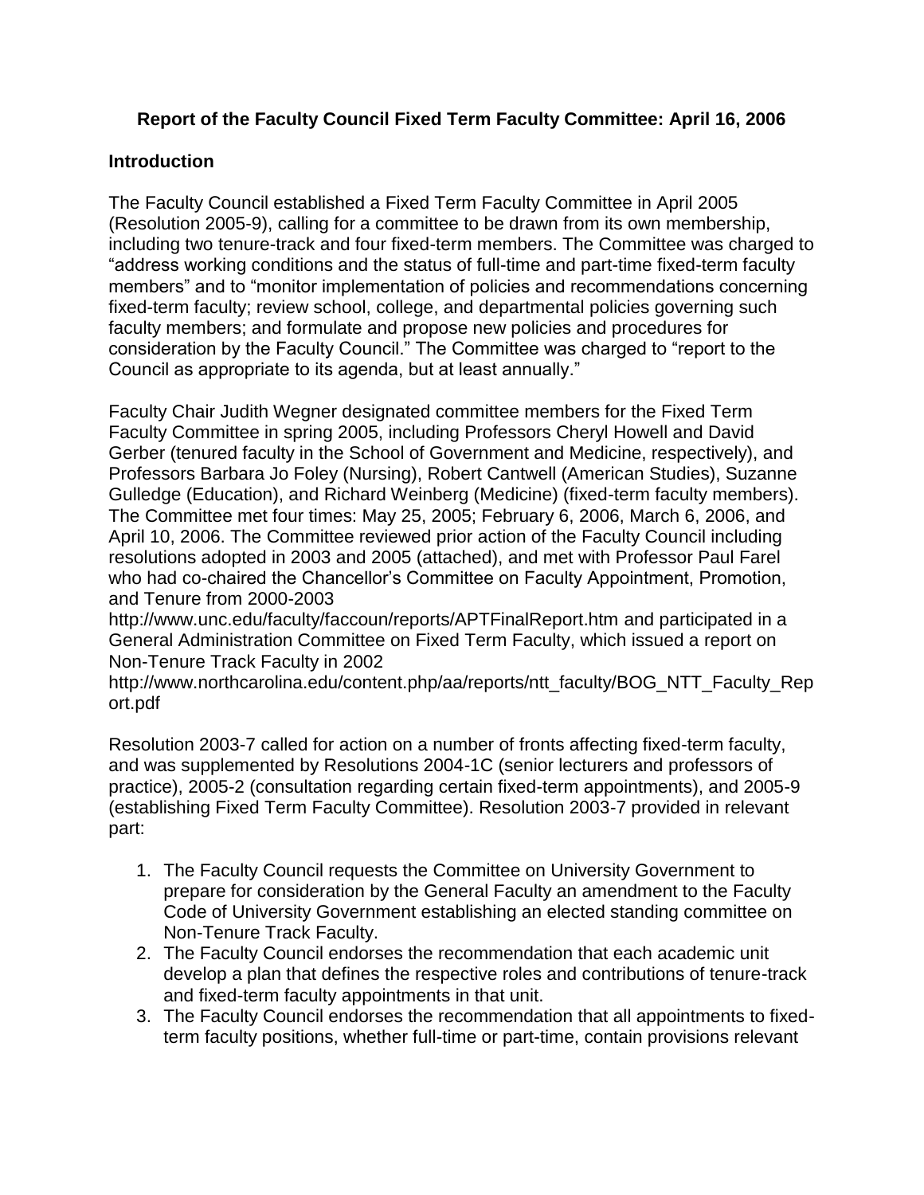**Report of the Faculty Council Fixed Term Faculty Committee: April 16, 2006**

## Introduction

The Faculty Council established a Fixed Term Faculty Committee in April 2005 (Resolution 2005-9), calling for a committee to be drawn from its own membership, including two tenure-track and four fixed-term members. The Committee was charged to "address working conditions and the status of full-time and part-time fixed-term faculty members" and to "monitor implementation of policies and recommendations concerning fixed-term faculty; review school, college, and departmental policies governing such faculty members; and formulate and propose new policies and procedures for consideration by the Faculty Council." The Committee was charged to "report to the Council as appropriate to its agenda, but at least annually."

Faculty Chair Judith Wegner designated committee members for the Fixed Term Faculty Committee in spring 2005, including Professors Cheryl Howell and David Gerber (tenured faculty in the School of Government and Medicine, respectively), and Professors Barbara Jo Foley (Nursing), Robert Cantwell (American Studies), Suzanne Gulledge (Education), and Richard Weinberg (Medicine) (fixed-term faculty members). The Committee met four times: May 25, 2005; February 6, 2006, March 6, 2006, and April 10, 2006. The Committee reviewed prior action of the Faculty Council including resolutions adopted in 2003 and 2005 (attached), and met with Professor Paul Farel who had co-chaired the Chancellor's Committee on Faculty Appointment, Promotion, and Tenure from 2000-2003 http://www.unc.edu/faculty/faccoun/reports/APTFinalReport.htm and participated in a General Administration Committee on Fixed Term Faculty, which issued a report on Non-Tenure Track Faculty in 2002 http://www.northcarolina.edu/content.php/aa/reports/ntt_faculty/BOG_NTT_Faculty_Report.pdf

Resolution 2003-7 called for action on a number of fronts affecting fixed-term faculty, and was supplemented by Resolutions 2004-1C (senior lecturers and professors of practice), 2005-2 (consultation regarding certain fixed-term appointments), and 2005-9 (establishing Fixed Term Faculty Committee). Resolution 2003-7 provided in relevant part:

1. The Faculty Council requests the Committee on University Government to prepare for consideration by the General Faculty an amendment to the Faculty Code of University Government establishing an elected standing committee on Non-Tenure Track Faculty.
2. The Faculty Council endorses the recommendation that each academic unit develop a plan that defines the respective roles and contributions of tenure-track and fixed-term faculty appointments in that unit.
3. The Faculty Council endorses the recommendation that all appointments to fixed-term faculty positions, whether full-time or part-time, contain provisions relevant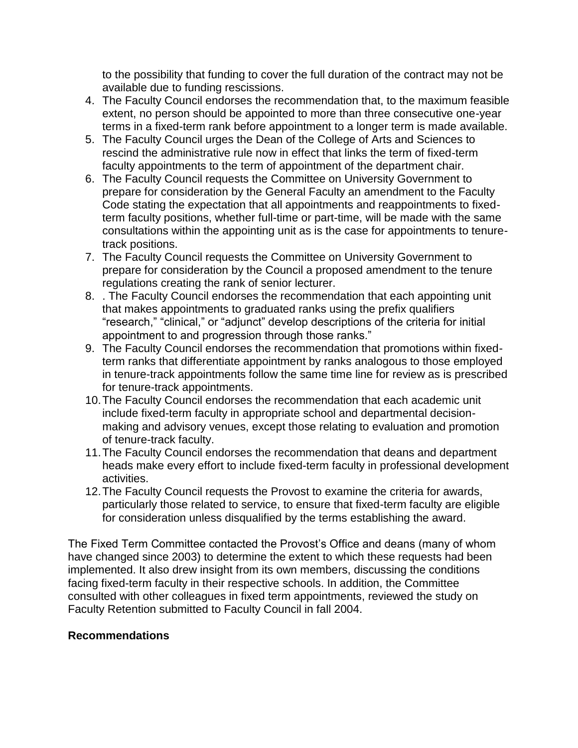to the possibility that funding to cover the full duration of the contract may not be available due to funding rescissions.

4. The Faculty Council endorses the recommendation that, to the maximum feasible extent, no person should be appointed to more than three consecutive one-year terms in a fixed-term rank before appointment to a longer term is made available.
5. The Faculty Council urges the Dean of the College of Arts and Sciences to rescind the administrative rule now in effect that links the term of fixed-term faculty appointments to the term of appointment of the department chair.
6. The Faculty Council requests the Committee on University Government to prepare for consideration by the General Faculty an amendment to the Faculty Code stating the expectation that all appointments and reappointments to fixed-term faculty positions, whether full-time or part-time, will be made with the same consultations within the appointing unit as is the case for appointments to tenure-track positions.
7. The Faculty Council requests the Committee on University Government to prepare for consideration by the Council a proposed amendment to the tenure regulations creating the rank of senior lecturer.
8. . The Faculty Council endorses the recommendation that each appointing unit that makes appointments to graduated ranks using the prefix qualifiers "research," "clinical," or "adjunct" develop descriptions of the criteria for initial appointment to and progression through those ranks."
9. The Faculty Council endorses the recommendation that promotions within fixed-term ranks that differentiate appointment by ranks analogous to those employed in tenure-track appointments follow the same time line for review as is prescribed for tenure-track appointments.
10. The Faculty Council endorses the recommendation that each academic unit include fixed-term faculty in appropriate school and departmental decision-making and advisory venues, except those relating to evaluation and promotion of tenure-track faculty.
11. The Faculty Council endorses the recommendation that deans and department heads make every effort to include fixed-term faculty in professional development activities.
12. The Faculty Council requests the Provost to examine the criteria for awards, particularly those related to service, to ensure that fixed-term faculty are eligible for consideration unless disqualified by the terms establishing the award.

The Fixed Term Committee contacted the Provost's Office and deans (many of whom have changed since 2003) to determine the extent to which these requests had been implemented. It also drew insight from its own members, discussing the conditions facing fixed-term faculty in their respective schools. In addition, the Committee consulted with other colleagues in fixed term appointments, reviewed the study on Faculty Retention submitted to Faculty Council in fall 2004.

**Recommendations**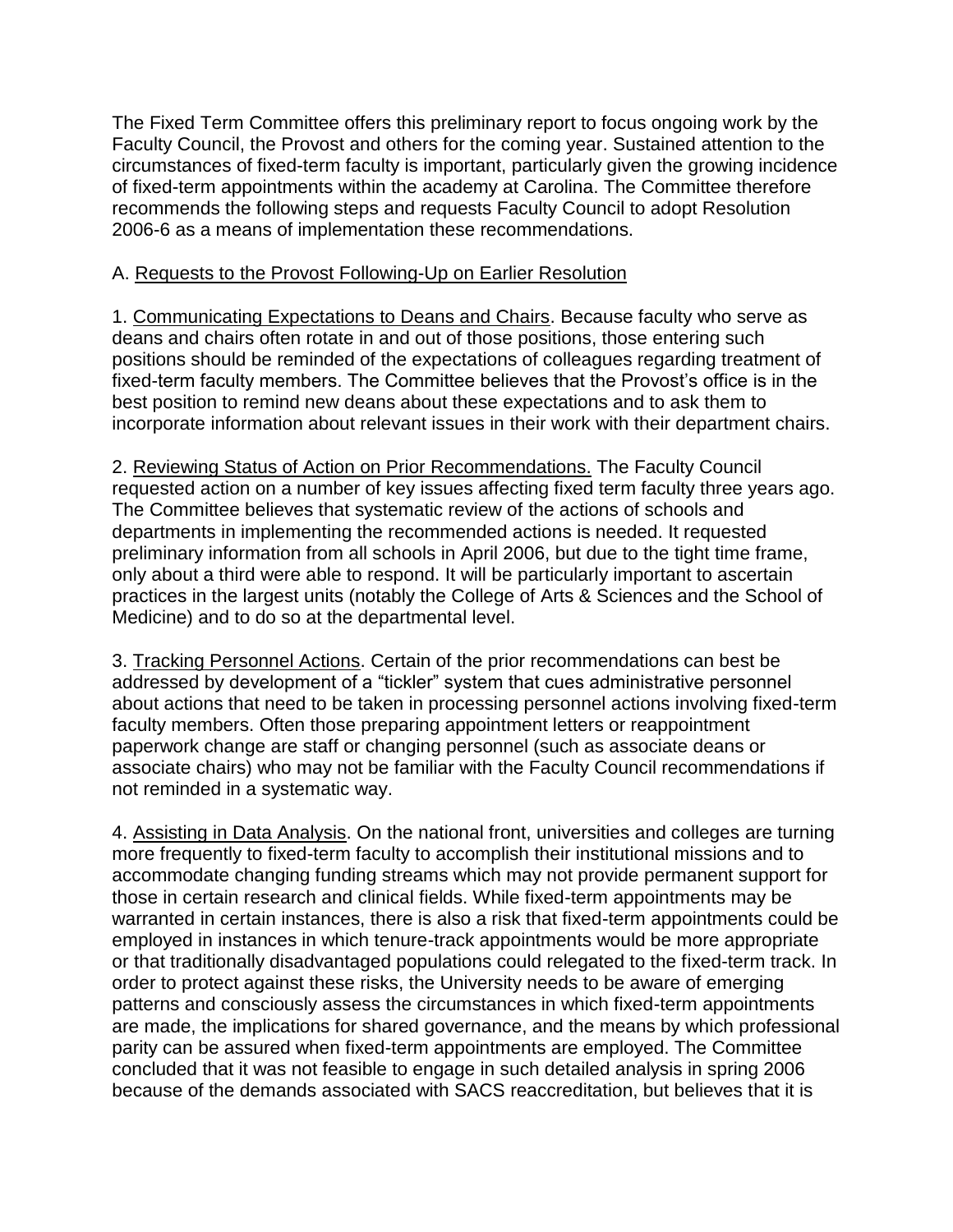The Fixed Term Committee offers this preliminary report to focus ongoing work by the Faculty Council, the Provost and others for the coming year. Sustained attention to the circumstances of fixed-term faculty is important, particularly given the growing incidence of fixed-term appointments within the academy at Carolina. The Committee therefore recommends the following steps and requests Faculty Council to adopt Resolution 2006-6 as a means of implementation these recommendations.

A. <u>Requests to the Provost Following-Up on Earlier Resolution</u>

1. <u>Communicating Expectations to Deans and Chairs</u>. Because faculty who serve as deans and chairs often rotate in and out of those positions, those entering such positions should be reminded of the expectations of colleagues regarding treatment of fixed-term faculty members. The Committee believes that the Provost's office is in the best position to remind new deans about these expectations and to ask them to incorporate information about relevant issues in their work with their department chairs.

2. <u>Reviewing Status of Action on Prior Recommendations.</u> The Faculty Council requested action on a number of key issues affecting fixed term faculty three years ago. The Committee believes that systematic review of the actions of schools and departments in implementing the recommended actions is needed. It requested preliminary information from all schools in April 2006, but due to the tight time frame, only about a third were able to respond. It will be particularly important to ascertain practices in the largest units (notably the College of Arts & Sciences and the School of Medicine) and to do so at the departmental level.

3. <u>Tracking Personnel Actions</u>. Certain of the prior recommendations can best be addressed by development of a "tickler" system that cues administrative personnel about actions that need to be taken in processing personnel actions involving fixed-term faculty members. Often those preparing appointment letters or reappointment paperwork change are staff or changing personnel (such as associate deans or associate chairs) who may not be familiar with the Faculty Council recommendations if not reminded in a systematic way.

4. <u>Assisting in Data Analysis</u>. On the national front, universities and colleges are turning more frequently to fixed-term faculty to accomplish their institutional missions and to accommodate changing funding streams which may not provide permanent support for those in certain research and clinical fields. While fixed-term appointments may be warranted in certain instances, there is also a risk that fixed-term appointments could be employed in instances in which tenure-track appointments would be more appropriate or that traditionally disadvantaged populations could relegated to the fixed-term track. In order to protect against these risks, the University needs to be aware of emerging patterns and consciously assess the circumstances in which fixed-term appointments are made, the implications for shared governance, and the means by which professional parity can be assured when fixed-term appointments are employed. The Committee concluded that it was not feasible to engage in such detailed analysis in spring 2006 because of the demands associated with SACS reaccreditation, but believes that it is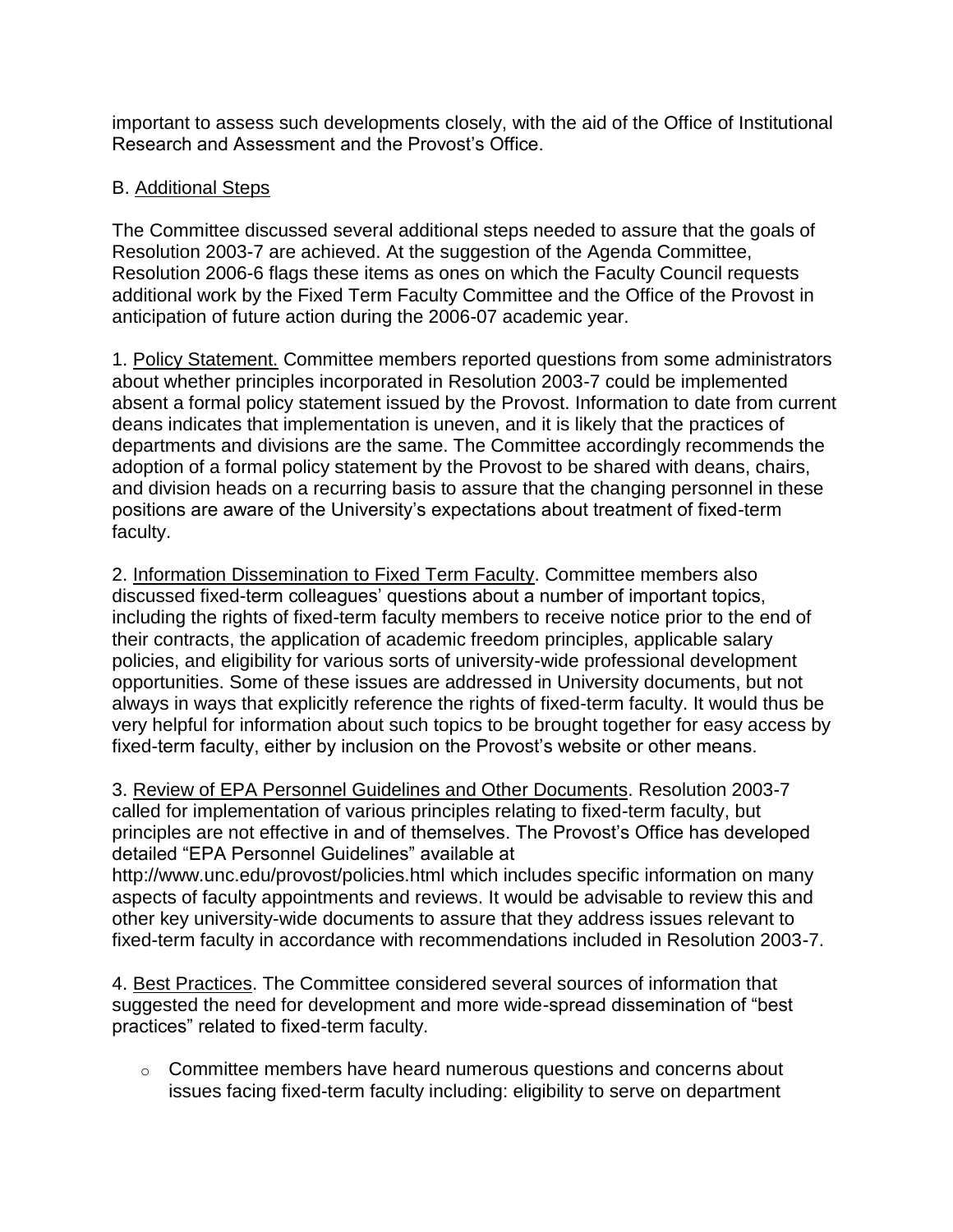important to assess such developments closely, with the aid of the Office of Institutional Research and Assessment and the Provost's Office.

B. <u>Additional Steps</u>

The Committee discussed several additional steps needed to assure that the goals of Resolution 2003-7 are achieved. At the suggestion of the Agenda Committee, Resolution 2006-6 flags these items as ones on which the Faculty Council requests additional work by the Fixed Term Faculty Committee and the Office of the Provost in anticipation of future action during the 2006-07 academic year.

1. <u>Policy Statement.</u> Committee members reported questions from some administrators about whether principles incorporated in Resolution 2003-7 could be implemented absent a formal policy statement issued by the Provost. Information to date from current deans indicates that implementation is uneven, and it is likely that the practices of departments and divisions are the same. The Committee accordingly recommends the adoption of a formal policy statement by the Provost to be shared with deans, chairs, and division heads on a recurring basis to assure that the changing personnel in these positions are aware of the University's expectations about treatment of fixed-term faculty.

2. <u>Information Dissemination to Fixed Term Faculty</u>. Committee members also discussed fixed-term colleagues' questions about a number of important topics, including the rights of fixed-term faculty members to receive notice prior to the end of their contracts, the application of academic freedom principles, applicable salary policies, and eligibility for various sorts of university-wide professional development opportunities. Some of these issues are addressed in University documents, but not always in ways that explicitly reference the rights of fixed-term faculty. It would thus be very helpful for information about such topics to be brought together for easy access by fixed-term faculty, either by inclusion on the Provost's website or other means.

3. <u>Review of EPA Personnel Guidelines and Other Documents</u>. Resolution 2003-7 called for implementation of various principles relating to fixed-term faculty, but principles are not effective in and of themselves. The Provost's Office has developed detailed "EPA Personnel Guidelines" available at http://www.unc.edu/provost/policies.html which includes specific information on many aspects of faculty appointments and reviews. It would be advisable to review this and other key university-wide documents to assure that they address issues relevant to fixed-term faculty in accordance with recommendations included in Resolution 2003-7.

4. <u>Best Practices</u>. The Committee considered several sources of information that suggested the need for development and more wide-spread dissemination of "best practices" related to fixed-term faculty.

- Committee members have heard numerous questions and concerns about issues facing fixed-term faculty including: eligibility to serve on department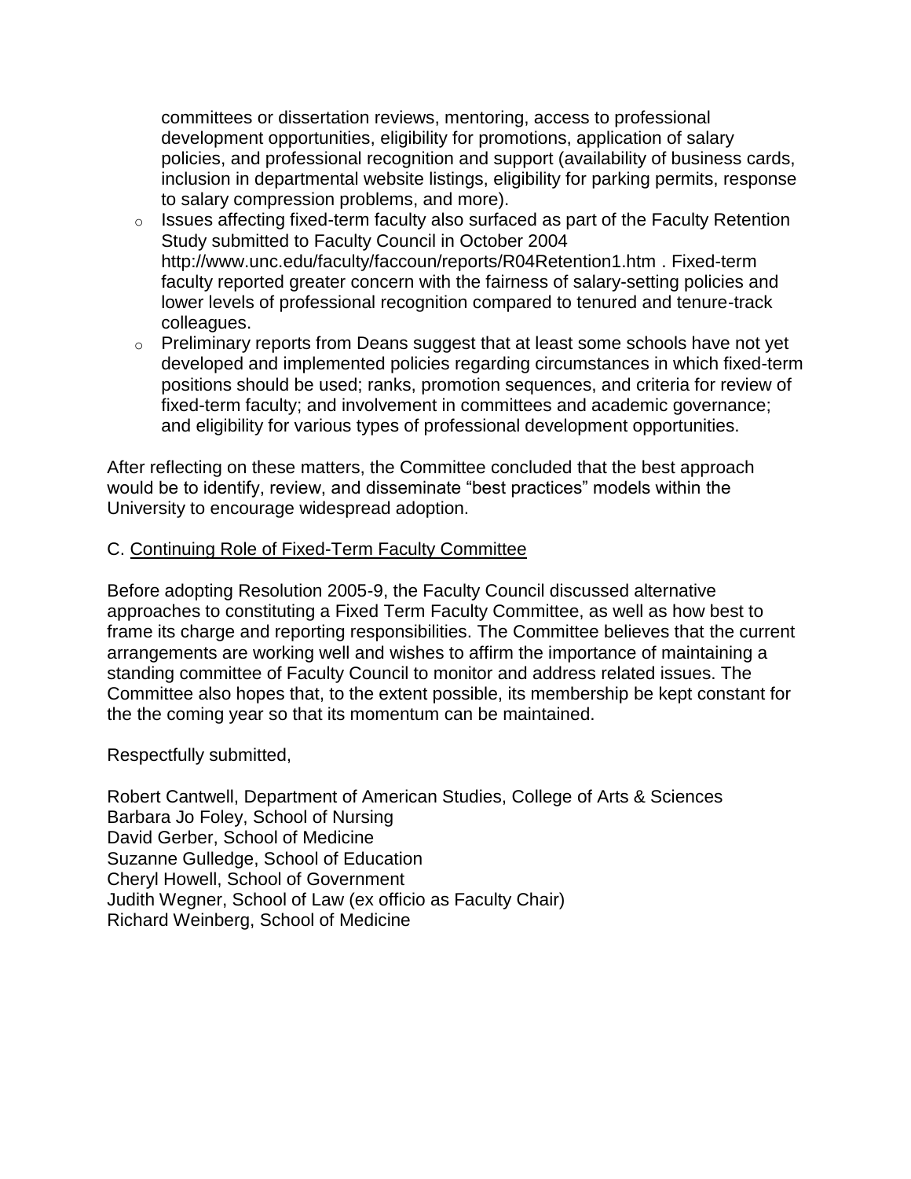committees or dissertation reviews, mentoring, access to professional development opportunities, eligibility for promotions, application of salary policies, and professional recognition and support (availability of business cards, inclusion in departmental website listings, eligibility for parking permits, response to salary compression problems, and more).

- Issues affecting fixed-term faculty also surfaced as part of the Faculty Retention Study submitted to Faculty Council in October 2004 http://www.unc.edu/faculty/faccoun/reports/R04Retention1.htm . Fixed-term faculty reported greater concern with the fairness of salary-setting policies and lower levels of professional recognition compared to tenured and tenure-track colleagues.
- Preliminary reports from Deans suggest that at least some schools have not yet developed and implemented policies regarding circumstances in which fixed-term positions should be used; ranks, promotion sequences, and criteria for review of fixed-term faculty; and involvement in committees and academic governance; and eligibility for various types of professional development opportunities.

After reflecting on these matters, the Committee concluded that the best approach would be to identify, review, and disseminate "best practices" models within the University to encourage widespread adoption.

C. <u>Continuing Role of Fixed-Term Faculty Committee</u>

Before adopting Resolution 2005-9, the Faculty Council discussed alternative approaches to constituting a Fixed Term Faculty Committee, as well as how best to frame its charge and reporting responsibilities. The Committee believes that the current arrangements are working well and wishes to affirm the importance of maintaining a standing committee of Faculty Council to monitor and address related issues. The Committee also hopes that, to the extent possible, its membership be kept constant for the the coming year so that its momentum can be maintained.

Respectfully submitted,

Robert Cantwell, Department of American Studies, College of Arts & Sciences
Barbara Jo Foley, School of Nursing
David Gerber, School of Medicine
Suzanne Gulledge, School of Education
Cheryl Howell, School of Government
Judith Wegner, School of Law (ex officio as Faculty Chair)
Richard Weinberg, School of Medicine